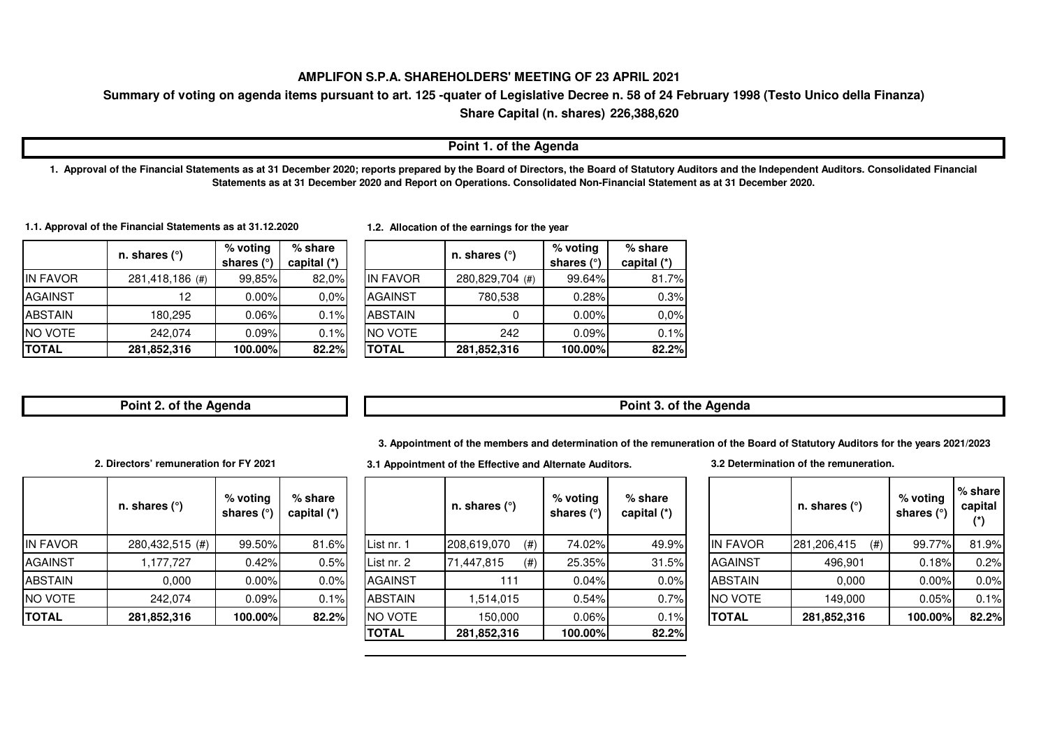# AMPLIFON S.P.A. SHAREHOLDERS' MEETING OF 23 APRIL 2021

**Summary of voting on agenda items pursuant to art. 125 -quater of Legislative Decree n. 58 of 24 February 1998 (Testo Unico della Finanza)**

**Share Capital (n. shares) 226,388,620**

## Point 1. of the Agenda

**1. Approval of the Financial Statements as at 31 December 2020; reports prepared by the Board of Directors, the Board of Statutory Auditors and the Independent Auditors. Consolidated Financial Statements as at 31 December 2020 and Report on Operations. Consolidated Non-Financial Statement as at 31 December 2020.**

**1.1. Approval of the Financial Statements as at 31.12.2020**

| | n. shares (°) | % voting shares (°) | % share capital (*) |
|---|---|---|---|
| IN FAVOR | 281,418,186 (#) | 99,85% | 82,0% |
| AGAINST | 12 | 0.00% | 0,0% |
| ABSTAIN | 180,295 | 0.06% | 0.1% |
| NO VOTE | 242,074 | 0.09% | 0.1% |
| **TOTAL** | **281,852,316** | **100.00%** | **82.2%** |

**1.2. Allocation of the earnings for the year**

| | n. shares (°) | % voting shares (°) | % share capital (*) |
|---|---|---|---|
| IN FAVOR | 280,829,704 (#) | 99.64% | 81.7% |
| AGAINST | 780,538 | 0.28% | 0.3% |
| ABSTAIN | 0 | 0.00% | 0,0% |
| NO VOTE | 242 | 0.09% | 0.1% |
| **TOTAL** | **281,852,316** | **100.00%** | **82.2%** |

## Point 2. of the Agenda

**2. Directors' remuneration for FY 2021**

| | n. shares (°) | % voting shares (°) | % share capital (*) |
|---|---|---|---|
| IN FAVOR | 280,432,515 (#) | 99.50% | 81.6% |
| AGAINST | 1,177,727 | 0.42% | 0.5% |
| ABSTAIN | 0,000 | 0.00% | 0.0% |
| NO VOTE | 242,074 | 0.09% | 0.1% |
| **TOTAL** | **281,852,316** | **100.00%** | **82.2%** |

## Point 3. of the Agenda

**3. Appointment of the members and determination of the remuneration of the Board of Statutory Auditors for the years 2021/2023**

**3.1 Appointment of the Effective and Alternate Auditors.**

| | n. shares (°) | % voting shares (°) | % share capital (*) |
|---|---|---|---|
| List nr. 1 | 208,619,070 (#) | 74.02% | 49.9% |
| List nr. 2 | 71,447,815 (#) | 25.35% | 31.5% |
| AGAINST | 111 | 0.04% | 0.0% |
| ABSTAIN | 1,514,015 | 0.54% | 0.7% |
| NO VOTE | 150,000 | 0.06% | 0.1% |
| **TOTAL** | **281,852,316** | **100.00%** | **82.2%** |

**3.2 Determination of the remuneration.**

| | n. shares (°) | % voting shares (°) | % share capital (*) |
|---|---|---|---|
| IN FAVOR | 281,206,415 (#) | 99.77% | 81.9% |
| AGAINST | 496,901 | 0.18% | 0.2% |
| ABSTAIN | 0,000 | 0.00% | 0.0% |
| NO VOTE | 149,000 | 0.05% | 0.1% |
| **TOTAL** | **281,852,316** | **100.00%** | **82.2%** |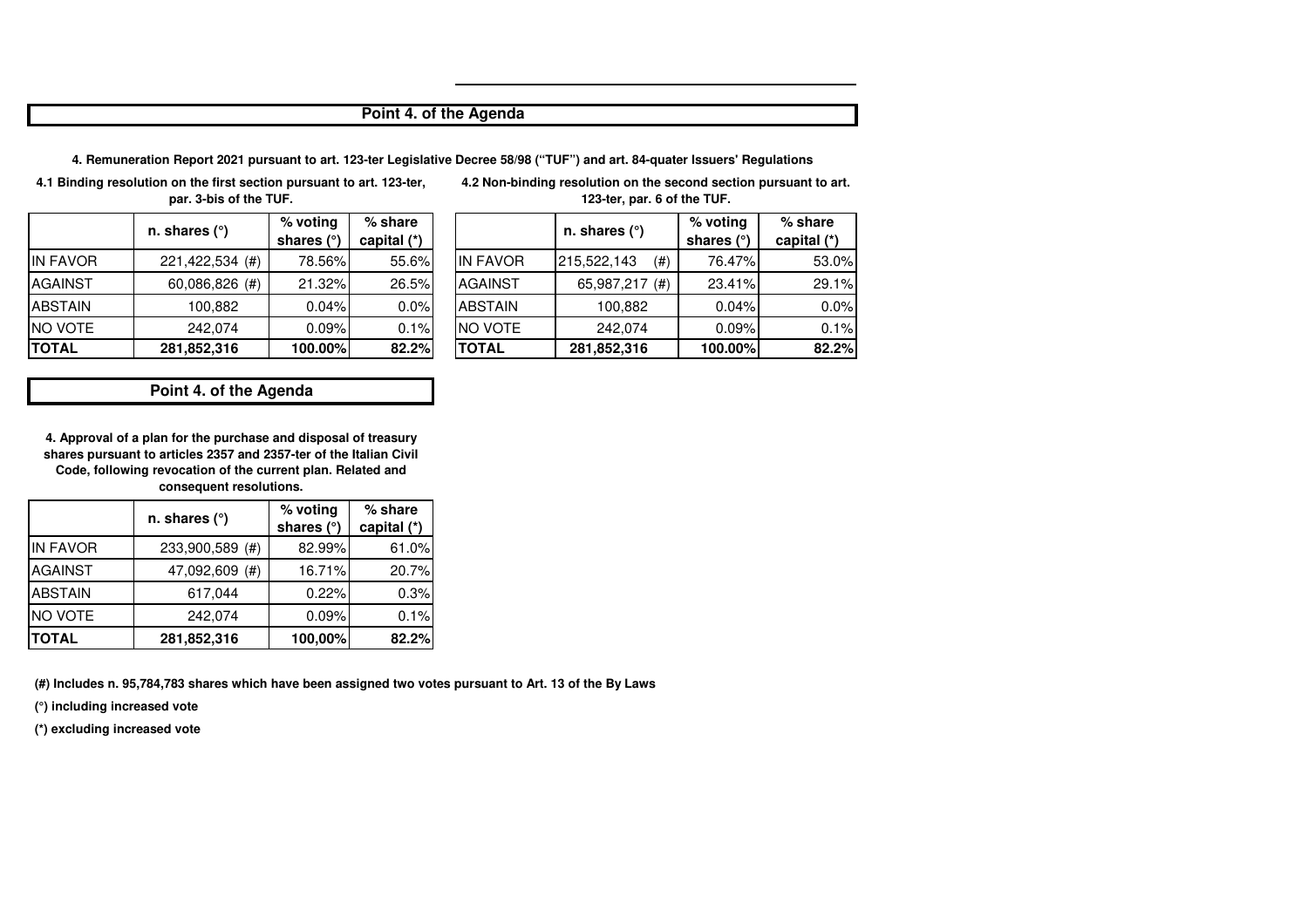## Point 4. of the Agenda

**4. Remuneration Report 2021 pursuant to art. 123-ter Legislative Decree 58/98 ("TUF") and art. 84-quater Issuers' Regulations**

**4.1 Binding resolution on the first section pursuant to art. 123-ter, par. 3-bis of the TUF.**

| | n. shares (°) | % voting shares (°) | % share capital (*) |
|---|---|---|---|
| IN FAVOR | 221,422,534 (#) | 78.56% | 55.6% |
| AGAINST | 60,086,826 (#) | 21.32% | 26.5% |
| ABSTAIN | 100,882 | 0.04% | 0.0% |
| NO VOTE | 242,074 | 0.09% | 0.1% |
| **TOTAL** | **281,852,316** | **100.00%** | **82.2%** |

**4.2 Non-binding resolution on the second section pursuant to art. 123-ter, par. 6 of the TUF.**

| | n. shares (°) | % voting shares (°) | % share capital (*) |
|---|---|---|---|
| IN FAVOR | 215,522,143 (#) | 76.47% | 53.0% |
| AGAINST | 65,987,217 (#) | 23.41% | 29.1% |
| ABSTAIN | 100,882 | 0.04% | 0.0% |
| NO VOTE | 242,074 | 0.09% | 0.1% |
| **TOTAL** | **281,852,316** | **100.00%** | **82.2%** |

## Point 4. of the Agenda

**4. Approval of a plan for the purchase and disposal of treasury shares pursuant to articles 2357 and 2357-ter of the Italian Civil Code, following revocation of the current plan. Related and consequent resolutions.**

| | n. shares (°) | % voting shares (°) | % share capital (*) |
|---|---|---|---|
| IN FAVOR | 233,900,589 (#) | 82.99% | 61.0% |
| AGAINST | 47,092,609 (#) | 16.71% | 20.7% |
| ABSTAIN | 617,044 | 0.22% | 0.3% |
| NO VOTE | 242,074 | 0.09% | 0.1% |
| **TOTAL** | **281,852,316** | **100,00%** | **82.2%** |

**(#) Includes n. 95,784,783 shares which have been assigned two votes pursuant to Art. 13 of the By Laws**

**(°) including increased vote**

**(*) excluding increased vote**